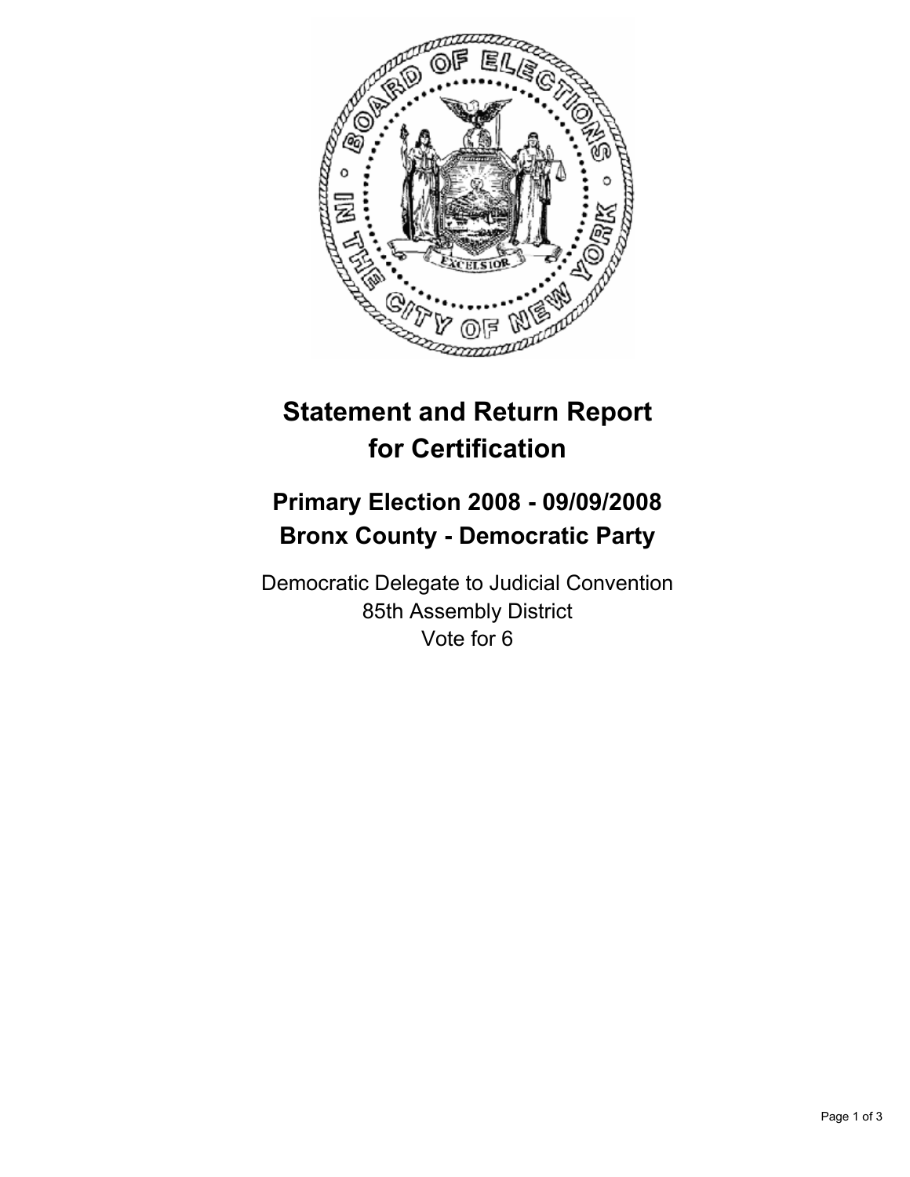# Statement and Return Report for Certification

## Primary Election 2008 - 09/09/2008
## Bronx County - Democratic Party

Democratic Delegate to Judicial Convention
85th Assembly District
Vote for 6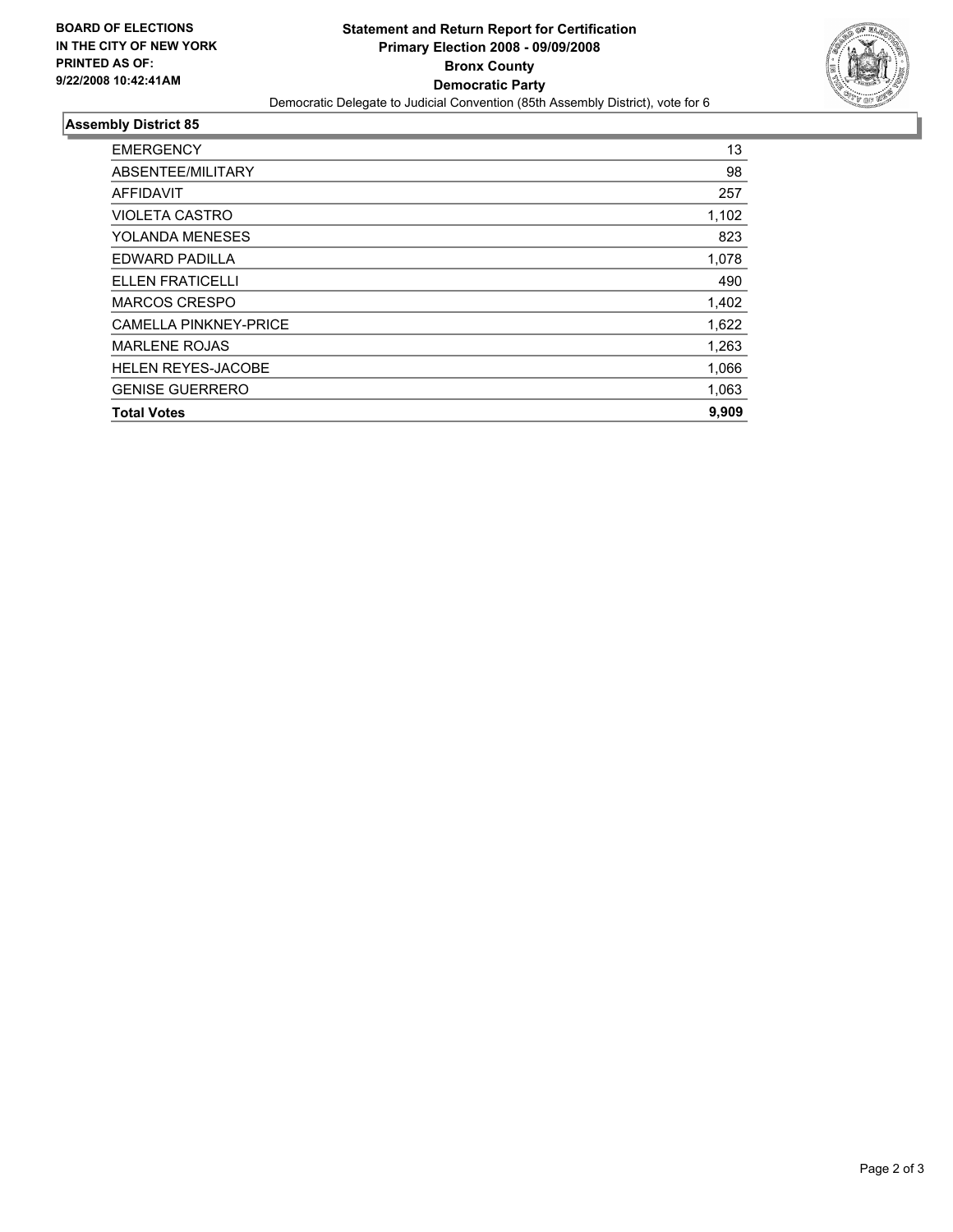**BOARD OF ELECTIONS IN THE CITY OF NEW YORK PRINTED AS OF: 9/22/2008 10:42:41AM**

# Statement and Return Report for Certification
## Primary Election 2008 - 09/09/2008
## Bronx County
## Democratic Party

Democratic Delegate to Judicial Convention (85th Assembly District), vote for 6

### Assembly District 85

| | |
|---|---|
| EMERGENCY | 13 |
| ABSENTEE/MILITARY | 98 |
| AFFIDAVIT | 257 |
| VIOLETA CASTRO | 1,102 |
| YOLANDA MENESES | 823 |
| EDWARD PADILLA | 1,078 |
| ELLEN FRATICELLI | 490 |
| MARCOS CRESPO | 1,402 |
| CAMELLA PINKNEY-PRICE | 1,622 |
| MARLENE ROJAS | 1,263 |
| HELEN REYES-JACOBE | 1,066 |
| GENISE GUERRERO | 1,063 |
| **Total Votes** | **9,909** |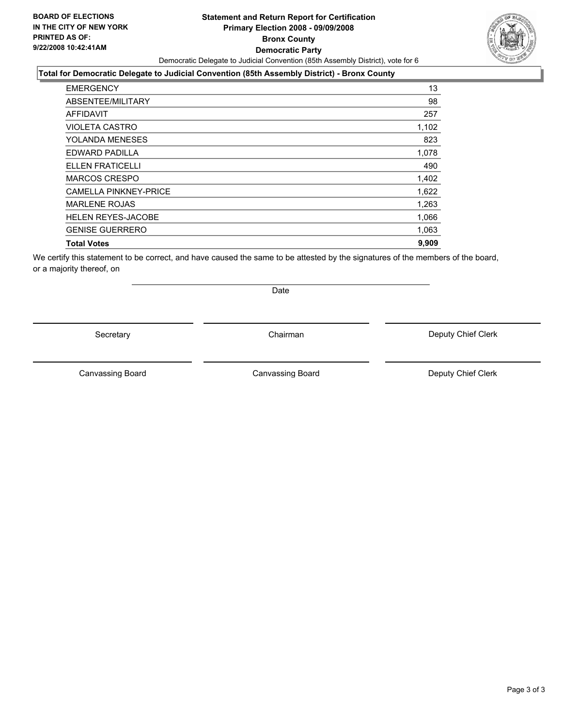**BOARD OF ELECTIONS IN THE CITY OF NEW YORK PRINTED AS OF: 9/22/2008 10:42:41AM**

**Statement and Return Report for Certification**
**Primary Election 2008 - 09/09/2008**
**Bronx County**
**Democratic Party**

Democratic Delegate to Judicial Convention (85th Assembly District), vote for 6

**Total for Democratic Delegate to Judicial Convention (85th Assembly District) - Bronx County**

| | |
|---|---|
| EMERGENCY | 13 |
| ABSENTEE/MILITARY | 98 |
| AFFIDAVIT | 257 |
| VIOLETA CASTRO | 1,102 |
| YOLANDA MENESES | 823 |
| EDWARD PADILLA | 1,078 |
| ELLEN FRATICELLI | 490 |
| MARCOS CRESPO | 1,402 |
| CAMELLA PINKNEY-PRICE | 1,622 |
| MARLENE ROJAS | 1,263 |
| HELEN REYES-JACOBE | 1,066 |
| GENISE GUERRERO | 1,063 |
| **Total Votes** | **9,909** |

We certify this statement to be correct, and have caused the same to be attested by the signatures of the members of the board, or a majority thereof, on

Date

Secretary | Chairman | Deputy Chief Clerk

Canvassing Board | Canvassing Board | Deputy Chief Clerk